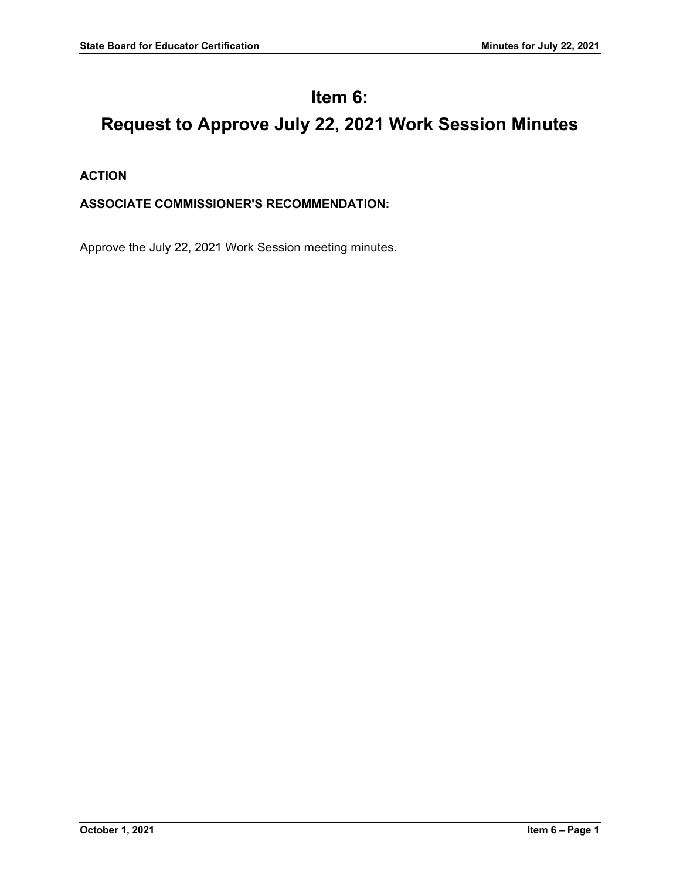# Item 6:

# Request to Approve July 22, 2021 Work Session Minutes

**ACTION**

**ASSOCIATE COMMISSIONER'S RECOMMENDATION:**

Approve the July 22, 2021 Work Session meeting minutes.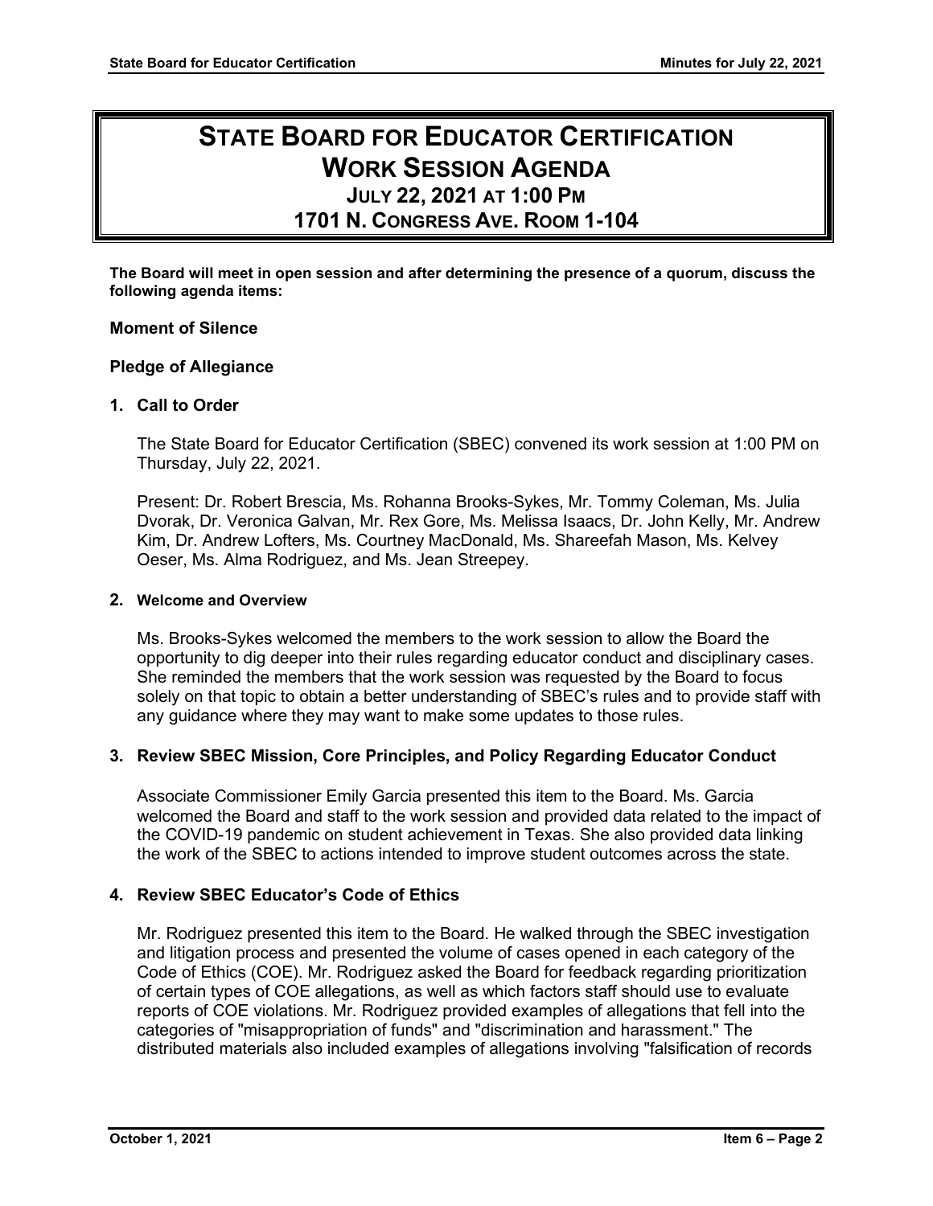# State Board for Educator Certification Work Session Agenda

## July 22, 2021 at 1:00 PM

## 1701 N. Congress Ave. Room 1-104

**The Board will meet in open session and after determining the presence of a quorum, discuss the following agenda items:**

**Moment of Silence**

**Pledge of Allegiance**

**1. Call to Order**

The State Board for Educator Certification (SBEC) convened its work session at 1:00 PM on Thursday, July 22, 2021.

Present: Dr. Robert Brescia, Ms. Rohanna Brooks-Sykes, Mr. Tommy Coleman, Ms. Julia Dvorak, Dr. Veronica Galvan, Mr. Rex Gore, Ms. Melissa Isaacs, Dr. John Kelly, Mr. Andrew Kim, Dr. Andrew Lofters, Ms. Courtney MacDonald, Ms. Shareefah Mason, Ms. Kelvey Oeser, Ms. Alma Rodriguez, and Ms. Jean Streepey.

**2. Welcome and Overview**

Ms. Brooks-Sykes welcomed the members to the work session to allow the Board the opportunity to dig deeper into their rules regarding educator conduct and disciplinary cases. She reminded the members that the work session was requested by the Board to focus solely on that topic to obtain a better understanding of SBEC's rules and to provide staff with any guidance where they may want to make some updates to those rules.

**3. Review SBEC Mission, Core Principles, and Policy Regarding Educator Conduct**

Associate Commissioner Emily Garcia presented this item to the Board. Ms. Garcia welcomed the Board and staff to the work session and provided data related to the impact of the COVID-19 pandemic on student achievement in Texas. She also provided data linking the work of the SBEC to actions intended to improve student outcomes across the state.

**4. Review SBEC Educator's Code of Ethics**

Mr. Rodriguez presented this item to the Board. He walked through the SBEC investigation and litigation process and presented the volume of cases opened in each category of the Code of Ethics (COE). Mr. Rodriguez asked the Board for feedback regarding prioritization of certain types of COE allegations, as well as which factors staff should use to evaluate reports of COE violations. Mr. Rodriguez provided examples of allegations that fell into the categories of "misappropriation of funds" and "discrimination and harassment." The distributed materials also included examples of allegations involving "falsification of records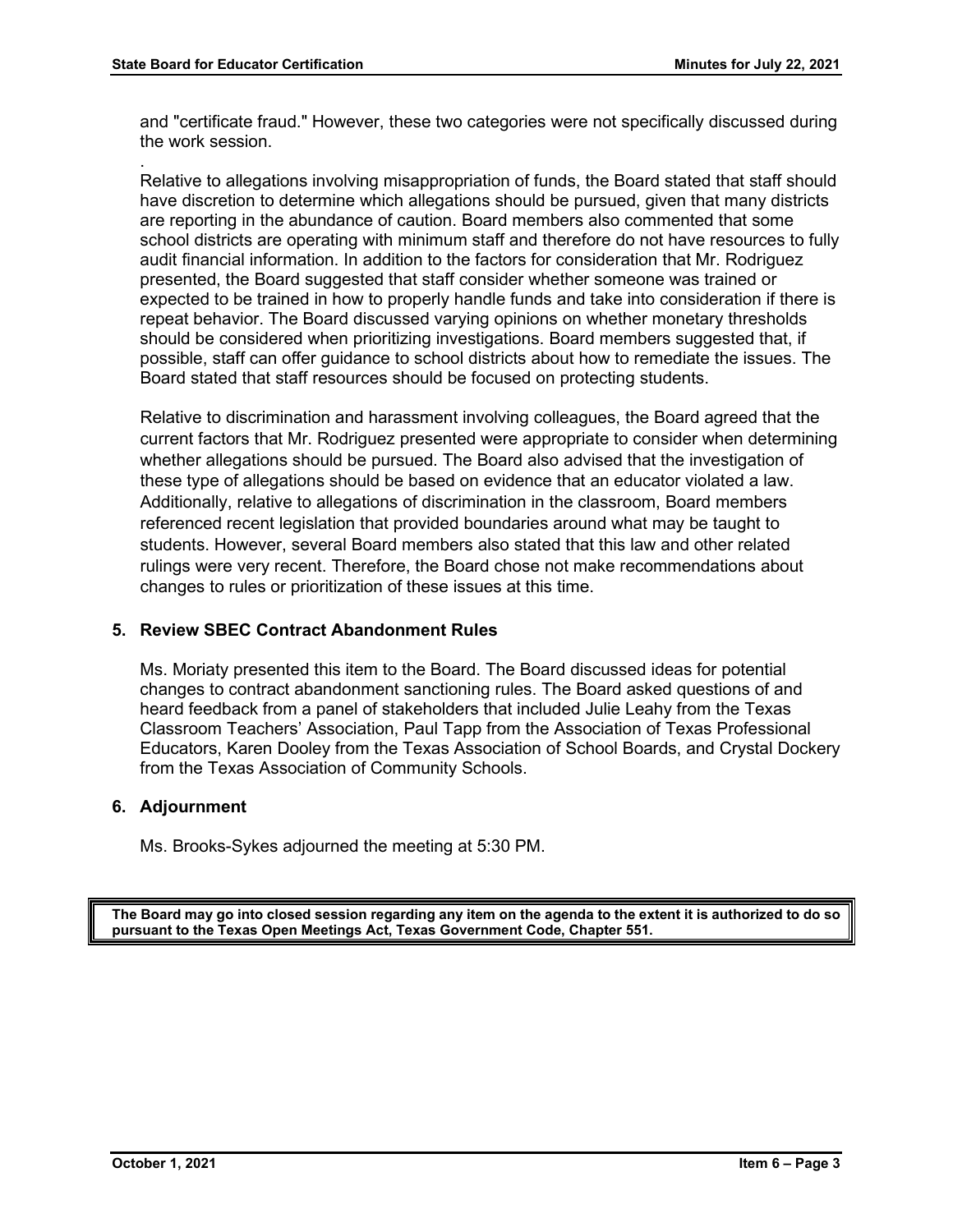and "certificate fraud." However, these two categories were not specifically discussed during the work session.

.
Relative to allegations involving misappropriation of funds, the Board stated that staff should have discretion to determine which allegations should be pursued, given that many districts are reporting in the abundance of caution. Board members also commented that some school districts are operating with minimum staff and therefore do not have resources to fully audit financial information. In addition to the factors for consideration that Mr. Rodriguez presented, the Board suggested that staff consider whether someone was trained or expected to be trained in how to properly handle funds and take into consideration if there is repeat behavior. The Board discussed varying opinions on whether monetary thresholds should be considered when prioritizing investigations. Board members suggested that, if possible, staff can offer guidance to school districts about how to remediate the issues. The Board stated that staff resources should be focused on protecting students.

Relative to discrimination and harassment involving colleagues, the Board agreed that the current factors that Mr. Rodriguez presented were appropriate to consider when determining whether allegations should be pursued. The Board also advised that the investigation of these type of allegations should be based on evidence that an educator violated a law. Additionally, relative to allegations of discrimination in the classroom, Board members referenced recent legislation that provided boundaries around what may be taught to students. However, several Board members also stated that this law and other related rulings were very recent. Therefore, the Board chose not make recommendations about changes to rules or prioritization of these issues at this time.

## 5. Review SBEC Contract Abandonment Rules

Ms. Moriaty presented this item to the Board. The Board discussed ideas for potential changes to contract abandonment sanctioning rules. The Board asked questions of and heard feedback from a panel of stakeholders that included Julie Leahy from the Texas Classroom Teachers' Association, Paul Tapp from the Association of Texas Professional Educators, Karen Dooley from the Texas Association of School Boards, and Crystal Dockery from the Texas Association of Community Schools.

## 6. Adjournment

Ms. Brooks-Sykes adjourned the meeting at 5:30 PM.

**The Board may go into closed session regarding any item on the agenda to the extent it is authorized to do so pursuant to the Texas Open Meetings Act, Texas Government Code, Chapter 551.**